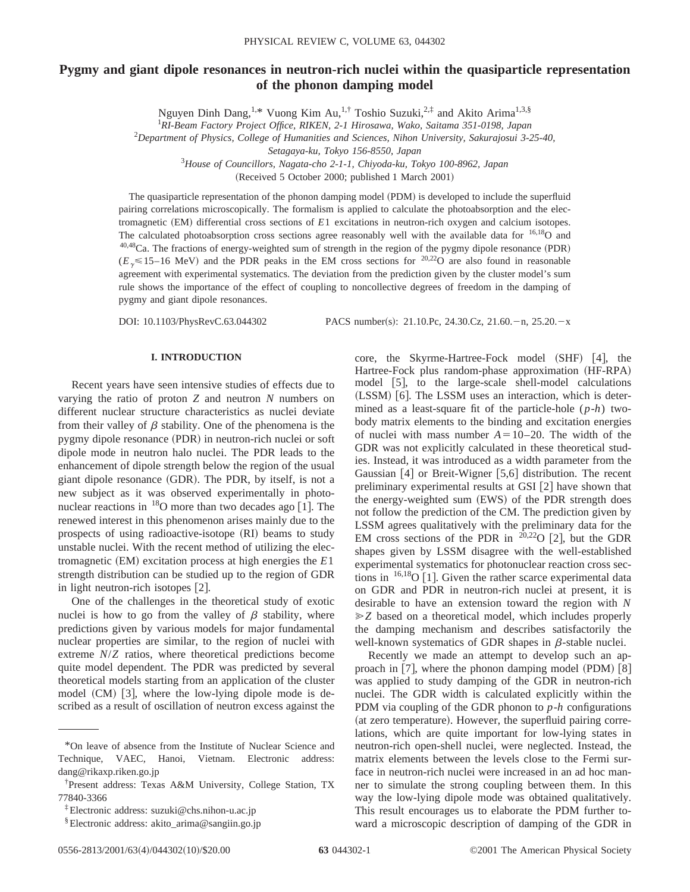# Pygmy and giant dipole resonances in neutron-rich nuclei within the quasiparticle representation of the phonon damping model

Nguyen Dinh Dang,[1,*] Vuong Kim Au,[1,†] Toshio Suzuki,[2,‡] and Akito Arima[1,3,§]

[1] *RI-Beam Factory Project Office, RIKEN, 2-1 Hirosawa, Wako, Saitama 351-0198, Japan*

[2] *Department of Physics, College of Humanities and Sciences, Nihon University, Sakurajosui 3-25-40, Setagaya-ku, Tokyo 156-8550, Japan*

[3] *House of Councillors, Nagata-cho 2-1-1, Chiyoda-ku, Tokyo 100-8962, Japan*

(Received 5 October 2000; published 1 March 2001)

The quasiparticle representation of the phonon damping model (PDM) is developed to include the superfluid pairing correlations microscopically. The formalism is applied to calculate the photoabsorption and the electromagnetic (EM) differential cross sections of $E1$ excitations in neutron-rich oxygen and calcium isotopes. The calculated photoabsorption cross sections agree reasonably well with the available data for $^{16,18}$O and $^{40,48}$Ca. The fractions of energy-weighted sum of strength in the region of the pygmy dipole resonance (PDR) ($E_\gamma \leqslant 15$–16 MeV) and the PDR peaks in the EM cross sections for $^{20,22}$O are also found in reasonable agreement with experimental systematics. The deviation from the prediction given by the cluster model's sum rule shows the importance of the effect of coupling to noncollective degrees of freedom in the damping of pygmy and giant dipole resonances.

DOI: 10.1103/PhysRevC.63.044302 PACS number(s): 21.10.Pc, 24.30.Cz, 21.60.−n, 25.20.−x

## I. INTRODUCTION

Recent years have seen intensive studies of effects due to varying the ratio of proton $Z$ and neutron $N$ numbers on different nuclear structure characteristics as nuclei deviate from their valley of $\beta$ stability. One of the phenomena is the pygmy dipole resonance (PDR) in neutron-rich nuclei or soft dipole mode in neutron halo nuclei. The PDR leads to the enhancement of dipole strength below the region of the usual giant dipole resonance (GDR). The PDR, by itself, is not a new subject as it was observed experimentally in photonuclear reactions in $^{18}$O more than two decades ago [1]. The renewed interest in this phenomenon arises mainly due to the prospects of using radioactive-isotope (RI) beams to study unstable nuclei. With the recent method of utilizing the electromagnetic (EM) excitation process at high energies the $E1$ strength distribution can be studied up to the region of GDR in light neutron-rich isotopes [2].

One of the challenges in the theoretical study of exotic nuclei is how to go from the valley of $\beta$ stability, where predictions given by various models for major fundamental nuclear properties are similar, to the region of nuclei with extreme $N/Z$ ratios, where theoretical predictions become quite model dependent. The PDR was predicted by several theoretical models starting from an application of the cluster model (CM) [3], where the low-lying dipole mode is described as a result of oscillation of neutron excess against the core, the Skyrme-Hartree-Fock model (SHF) [4], the Hartree-Fock plus random-phase approximation (HF-RPA) model [5], to the large-scale shell-model calculations (LSSM) [6]. The LSSM uses an interaction, which is determined as a least-square fit of the particle-hole ($p$-$h$) two-body matrix elements to the binding and excitation energies of nuclei with mass number $A = 10$–20. The width of the GDR was not explicitly calculated in these theoretical studies. Instead, it was introduced as a width parameter from the Gaussian [4] or Breit-Wigner [5,6] distribution. The recent preliminary experimental results at GSI [2] have shown that the energy-weighted sum (EWS) of the PDR strength does not follow the prediction of the CM. The prediction given by LSSM agrees qualitatively with the preliminary data for the EM cross sections of the PDR in $^{20,22}$O [2], but the GDR shapes given by LSSM disagree with the well-established experimental systematics for photonuclear reaction cross sections in $^{16,18}$O [1]. Given the rather scarce experimental data on GDR and PDR in neutron-rich nuclei at present, it is desirable to have an extension toward the region with $N \gg Z$ based on a theoretical model, which includes properly the damping mechanism and describes satisfactorily the well-known systematics of GDR shapes in $\beta$-stable nuclei.

Recently we made an attempt to develop such an approach in [7], where the phonon damping model (PDM) [8] was applied to study damping of the GDR in neutron-rich nuclei. The GDR width is calculated explicitly within the PDM via coupling of the GDR phonon to $p$-$h$ configurations (at zero temperature). However, the superfluid pairing correlations, which are quite important for low-lying states in neutron-rich open-shell nuclei, were neglected. Instead, the matrix elements between the levels close to the Fermi surface in neutron-rich nuclei were increased in an ad hoc manner to simulate the strong coupling between them. In this way the low-lying dipole mode was obtained qualitatively. This result encourages us to elaborate the PDM further toward a microscopic description of damping of the GDR in

*On leave of absence from the Institute of Nuclear Science and Technique, VAEC, Hanoi, Vietnam. Electronic address: dang@rikaxp.riken.go.jp

†Present address: Texas A&M University, College Station, TX 77840-3366

‡Electronic address: suzuki@chs.nihon-u.ac.jp

§Electronic address: akito_arima@sangiin.go.jp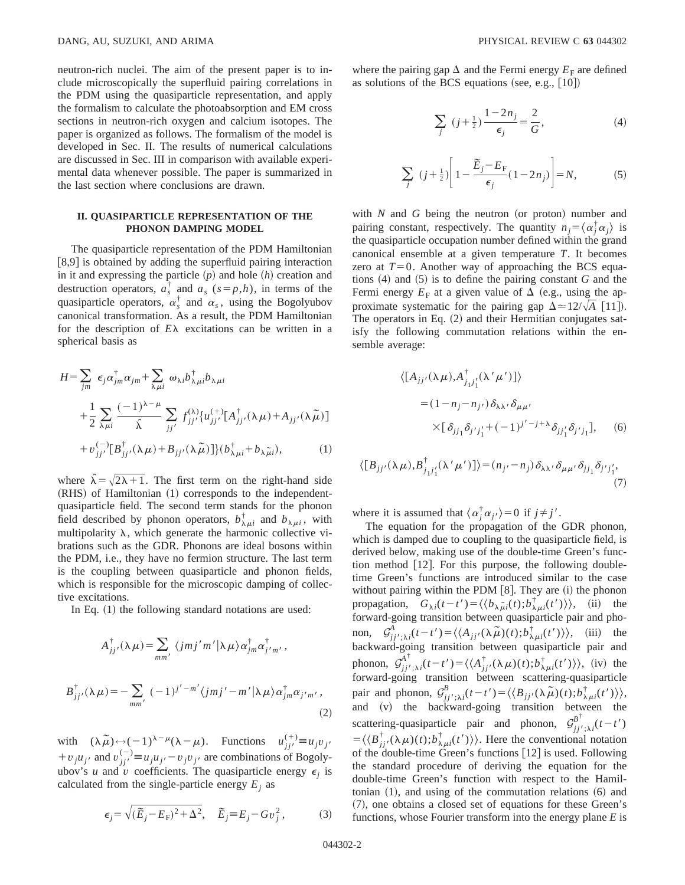neutron-rich nuclei. The aim of the present paper is to include microscopically the superfluid pairing correlations in the PDM using the quasiparticle representation, and apply the formalism to calculate the photoabsorption and EM cross sections in neutron-rich oxygen and calcium isotopes. The paper is organized as follows. The formalism of the model is developed in Sec. II. The results of numerical calculations are discussed in Sec. III in comparison with available experimental data whenever possible. The paper is summarized in the last section where conclusions are drawn.

## II. QUASIPARTICLE REPRESENTATION OF THE PHONON DAMPING MODEL

The quasiparticle representation of the PDM Hamiltonian [8,9] is obtained by adding the superfluid pairing interaction in it and expressing the particle ($p$) and hole ($h$) creation and destruction operators, $a_s^\dagger$ and $a_s$ ($s=p,h$), in terms of the quasiparticle operators, $\alpha_s^\dagger$ and $\alpha_s$, using the Bogolyubov canonical transformation. As a result, the PDM Hamiltonian for the description of $E\lambda$ excitations can be written in a spherical basis as

$$
\begin{aligned}
H=&\sum_{jm} \epsilon_j \alpha_{jm}^\dagger \alpha_{jm} + \sum_{\lambda\mu i} \omega_{\lambda i} b_{\lambda\mu i}^\dagger b_{\lambda\mu i} \\
&+\frac{1}{2}\sum_{\lambda\mu i}\frac{(-1)^{\lambda-\mu}}{\hat{\lambda}}\sum_{jj'} f_{jj'}^{(\lambda)}\{u_{jj'}^{(+)}[A_{jj'}^\dagger(\lambda\mu)+A_{jj'}(\lambda\tilde{\mu})] \\
&+v_{jj'}^{(-)}[B_{jj'}^\dagger(\lambda\mu)+B_{jj'}(\lambda\tilde{\mu})]\}(b_{\lambda\mu i}^\dagger + b_{\lambda\tilde{\mu} i}),
\end{aligned} \tag{1}
$$

where $\hat{\lambda}=\sqrt{2\lambda+1}$. The first term on the right-hand side (RHS) of Hamiltonian (1) corresponds to the independent-quasiparticle field. The second term stands for the phonon field described by phonon operators, $b_{\lambda\mu i}^\dagger$ and $b_{\lambda\mu i}$, with multipolarity $\lambda$, which generate the harmonic collective vibrations such as the GDR. Phonons are ideal bosons within the PDM, i.e., they have no fermion structure. The last term is the coupling between quasiparticle and phonon fields, which is responsible for the microscopic damping of collective excitations.

In Eq. (1) the following standard notations are used:

$$
A_{jj'}^\dagger(\lambda\mu)=\sum_{mm'}\langle jmj'm'|\lambda\mu\rangle \alpha_{jm}^\dagger \alpha_{j'm'}^\dagger ,
$$

$$
B_{jj'}^\dagger(\lambda\mu)=-\sum_{mm'}(-1)^{j'-m'}\langle jmj'-m'|\lambda\mu\rangle \alpha_{jm}^\dagger \alpha_{j'm'} , \tag{2}
$$

with $(\lambda\tilde{\mu})\leftrightarrow(-1)^{\lambda-\mu}(\lambda-\mu)$. Functions $u_{jj'}^{(+)}\equiv u_j v_{j'} + v_j u_{j'}$ and $v_{jj'}^{(-)}\equiv u_j u_{j'} - v_j v_{j'}$ are combinations of Bogolyubov's $u$ and $v$ coefficients. The quasiparticle energy $\epsilon_j$ is calculated from the single-particle energy $E_j$ as

$$
\epsilon_j=\sqrt{(\tilde{E}_j-E_{\rm F})^2+\Delta^2}, \quad \tilde{E}_j\equiv E_j - G v_j^2 , \tag{3}
$$

where the pairing gap $\Delta$ and the Fermi energy $E_{\rm F}$ are defined as solutions of the BCS equations (see, e.g., [10])

$$
\sum_j \left(j+\tfrac{1}{2}\right)\frac{1-2n_j}{\epsilon_j}=\frac{2}{G}, \tag{4}
$$

$$
\sum_j \left(j+\tfrac{1}{2}\right)\left[1-\frac{\tilde{E}_j-E_{\rm F}}{\epsilon_j}(1-2n_j)\right]=N, \tag{5}
$$

with $N$ and $G$ being the neutron (or proton) number and pairing constant, respectively. The quantity $n_j=\langle \alpha_j^\dagger \alpha_j\rangle$ is the quasiparticle occupation number defined within the grand canonical ensemble at a given temperature $T$. It becomes zero at $T=0$. Another way of approaching the BCS equations (4) and (5) is to define the pairing constant $G$ and the Fermi energy $E_{\rm F}$ at a given value of $\Delta$ (e.g., using the approximate systematic for the pairing gap $\Delta\simeq 12/\sqrt{A}$ [11]). The operators in Eq. (2) and their Hermitian conjugates satisfy the following commutation relations within the ensemble average:

$$
\begin{aligned}
\langle[A_{jj'}(\lambda\mu),A_{j_1j_1'}^\dagger(\lambda'\mu')]\rangle
&=(1-n_j-n_{j'})\delta_{\lambda\lambda'}\delta_{\mu\mu'} \\
&\quad\times[\delta_{jj_1}\delta_{j'j_1'}+(-1)^{j'-j+\lambda}\delta_{jj_1'}\delta_{j'j_1}],
\end{aligned} \tag{6}
$$

$$
\langle[B_{jj'}(\lambda\mu),B_{j_1j_1'}^\dagger(\lambda'\mu')]\rangle=(n_{j'}-n_j)\delta_{\lambda\lambda'}\delta_{\mu\mu'}\delta_{jj_1}\delta_{j'j_1'}, \tag{7}
$$

where it is assumed that $\langle\alpha_j^\dagger\alpha_{j'}\rangle=0$ if $j\neq j'$.

The equation for the propagation of the GDR phonon, which is damped due to coupling to the quasiparticle field, is derived below, making use of the double-time Green's function method [12]. For this purpose, the following double-time Green's functions are introduced similar to the case without pairing within the PDM [8]. They are (i) the phonon propagation, $G_{\lambda i}(t-t')=\langle\langle b_{\lambda\tilde{\mu}i}(t);b_{\lambda\mu i}^\dagger(t')\rangle\rangle$, (ii) the forward-going transition between quasiparticle pair and phonon, $\mathcal{G}_{jj';\lambda i}^{A}(t-t')=\langle\langle A_{jj'}(\lambda\tilde{\mu})(t);b_{\lambda\mu i}^\dagger(t')\rangle\rangle$, (iii) the backward-going transition between quasiparticle pair and phonon, $\mathcal{G}_{jj';\lambda i}^{A^\dagger}(t-t')=\langle\langle A_{jj'}^\dagger(\lambda\mu)(t);b_{\lambda\mu i}^\dagger(t')\rangle\rangle$, (iv) the forward-going transition between scattering-quasiparticle pair and phonon, $\mathcal{G}_{jj';\lambda i}^{B}(t-t')=\langle\langle B_{jj'}(\lambda\tilde{\mu})(t);b_{\lambda\mu i}^\dagger(t')\rangle\rangle$, and (v) the backward-going transition between the scattering-quasiparticle pair and phonon, $\mathcal{G}_{jj';\lambda i}^{B^\dagger}(t-t')=\langle\langle B_{jj'}^\dagger(\lambda\mu)(t);b_{\lambda\mu i}^\dagger(t')\rangle\rangle$. Here the conventional notation of the double-time Green's functions [12] is used. Following the standard procedure of deriving the equation for the double-time Green's function with respect to the Hamiltonian (1), and using of the commutation relations (6) and (7), one obtains a closed set of equations for these Green's functions, whose Fourier transform into the energy plane $E$ is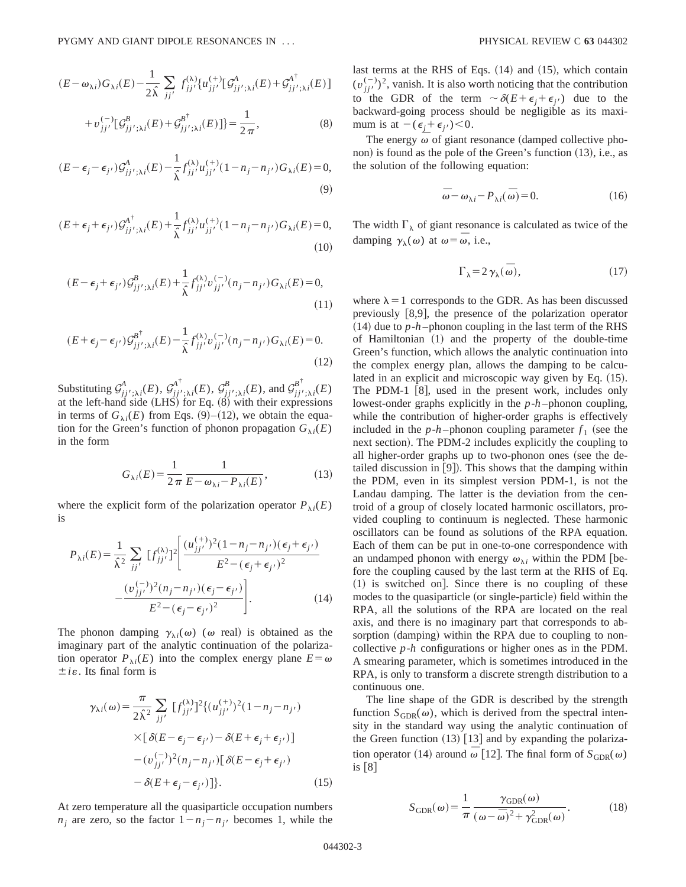$$(E-\omega_{\lambda i})G_{\lambda i}(E)-\frac{1}{2\hat{\lambda}}\sum_{jj'}f_{jj'}^{(\lambda)}\{u_{jj'}^{(+)}[\mathcal{G}_{jj';\lambda i}^{A}(E)+\mathcal{G}_{jj';\lambda i}^{A^\dagger}(E)]+v_{jj'}^{(-)}[\mathcal{G}_{jj';\lambda i}^{B}(E)+\mathcal{G}_{jj';\lambda i}^{B^\dagger}(E)]\}=\frac{1}{2\pi}, \tag{8}$$

$$(E-\epsilon_j-\epsilon_{j'})\mathcal{G}_{jj';\lambda i}^{A}(E)-\frac{1}{\hat{\lambda}}f_{jj'}^{(\lambda)}u_{jj'}^{(+)}(1-n_j-n_{j'})G_{\lambda i}(E)=0, \tag{9}$$

$$(E+\epsilon_j+\epsilon_{j'})\mathcal{G}_{jj';\lambda i}^{A^\dagger}(E)+\frac{1}{\hat{\lambda}}f_{jj'}^{(\lambda)}u_{jj'}^{(+)}(1-n_j-n_{j'})G_{\lambda i}(E)=0, \tag{10}$$

$$(E-\epsilon_j+\epsilon_{j'})\mathcal{G}_{jj';\lambda i}^{B}(E)+\frac{1}{\hat{\lambda}}f_{jj'}^{(\lambda)}v_{jj'}^{(-)}(n_j-n_{j'})G_{\lambda i}(E)=0, \tag{11}$$

$$(E+\epsilon_j-\epsilon_{j'})\mathcal{G}_{jj';\lambda i}^{B^\dagger}(E)-\frac{1}{\hat{\lambda}}f_{jj'}^{(\lambda)}v_{jj'}^{(-)}(n_j-n_{j'})G_{\lambda i}(E)=0. \tag{12}$$

Substituting $\mathcal{G}_{jj';\lambda i}^{A}(E)$, $\mathcal{G}_{jj';\lambda i}^{A^\dagger}(E)$, $\mathcal{G}_{jj';\lambda i}^{B}(E)$, and $\mathcal{G}_{jj';\lambda i}^{B^\dagger}(E)$ at the left-hand side (LHS) for Eq. (8) with their expressions in terms of $G_{\lambda i}(E)$ from Eqs. (9)–(12), we obtain the equation for the Green's function of phonon propagation $G_{\lambda i}(E)$ in the form

$$G_{\lambda i}(E)=\frac{1}{2\pi}\frac{1}{E-\omega_{\lambda i}-P_{\lambda i}(E)}, \tag{13}$$

where the explicit form of the polarization operator $P_{\lambda i}(E)$ is

$$P_{\lambda i}(E)=\frac{1}{\hat{\lambda}^2}\sum_{jj'}[f_{jj'}^{(\lambda)}]^2\left[\frac{(u_{jj'}^{(+)})^2(1-n_j-n_{j'})(\epsilon_j+\epsilon_{j'})}{E^2-(\epsilon_j+\epsilon_{j'})^2}-\frac{(v_{jj'}^{(-)})^2(n_j-n_{j'})(\epsilon_j-\epsilon_{j'})}{E^2-(\epsilon_j-\epsilon_{j'})^2}\right]. \tag{14}$$

The phonon damping $\gamma_{\lambda i}(\omega)$ ($\omega$ real) is obtained as the imaginary part of the analytic continuation of the polarization operator $P_{\lambda i}(E)$ into the complex energy plane $E=\omega\pm i\varepsilon$. Its final form is

$$\gamma_{\lambda i}(\omega)=\frac{\pi}{2\hat{\lambda}^2}\sum_{jj'}[f_{jj'}^{(\lambda)}]^2\{(u_{jj'}^{(+)})^2(1-n_j-n_{j'})\times[\delta(E-\epsilon_j-\epsilon_{j'})-\delta(E+\epsilon_j+\epsilon_{j'})]-(v_{jj'}^{(-)})^2(n_j-n_{j'})[\delta(E-\epsilon_j+\epsilon_{j'})-\delta(E+\epsilon_j-\epsilon_{j'})]\}. \tag{15}$$

At zero temperature all the quasiparticle occupation numbers $n_j$ are zero, so the factor $1-n_j-n_{j'}$ becomes 1, while the last terms at the RHS of Eqs. (14) and (15), which contain $(v_{jj'}^{(-)})^2$, vanish. It is also worth noticing that the contribution to the GDR of the term $\sim\delta(E+\epsilon_j+\epsilon_{j'})$ due to the backward-going process should be negligible as its maximum is at $-(\epsilon_j+\epsilon_{j'})<0$.

The energy $\bar{\omega}$ of giant resonance (damped collective phonon) is found as the pole of the Green's function (13), i.e., as the solution of the following equation:

$$\bar{\omega}-\omega_{\lambda i}-P_{\lambda i}(\bar{\omega})=0. \tag{16}$$

The width $\Gamma_\lambda$ of giant resonance is calculated as twice of the damping $\gamma_\lambda(\omega)$ at $\omega=\bar{\omega}$, i.e.,

$$\Gamma_\lambda=2\gamma_\lambda(\bar{\omega}), \tag{17}$$

where $\lambda=1$ corresponds to the GDR. As has been discussed previously [8,9], the presence of the polarization operator (14) due to $p$-$h$–phonon coupling in the last term of the RHS of Hamiltonian (1) and the property of the double-time Green's function, which allows the analytic continuation into the complex energy plan, allows the damping to be calculated in an explicit and microscopic way given by Eq. (15). The PDM-1 [8], used in the present work, includes only lowest-order graphs explicitly in the $p$-$h$–phonon coupling, while the contribution of higher-order graphs is effectively included in the $p$-$h$–phonon coupling parameter $f_1$ (see the next section). The PDM-2 includes explicitly the coupling to all higher-order graphs up to two-phonon ones (see the detailed discussion in [9]). This shows that the damping within the PDM, even in its simplest version PDM-1, is not the Landau damping. The latter is the deviation from the centroid of a group of closely located harmonic oscillators, provided coupling to continuum is neglected. These harmonic oscillators can be found as solutions of the RPA equation. Each of them can be put in one-to-one correspondence with an undamped phonon with energy $\omega_{\lambda i}$ within the PDM [before the coupling caused by the last term at the RHS of Eq. (1) is switched on]. Since there is no coupling of these modes to the quasiparticle (or single-particle) field within the RPA, all the solutions of the RPA are located on the real axis, and there is no imaginary part that corresponds to absorption (damping) within the RPA due to coupling to noncollective $p$-$h$ configurations or higher ones as in the PDM. A smearing parameter, which is sometimes introduced in the RPA, is only to transform a discrete strength distribution to a continuous one.

The line shape of the GDR is described by the strength function $S_{\rm GDR}(\omega)$, which is derived from the spectral intensity in the standard way using the analytic continuation of the Green function (13) [13] and by expanding the polarization operator (14) around $\bar{\omega}$ [12]. The final form of $S_{\rm GDR}(\omega)$ is [8]

$$S_{\rm GDR}(\omega)=\frac{1}{\pi}\frac{\gamma_{\rm GDR}(\omega)}{(\omega-\bar{\omega})^2+\gamma_{\rm GDR}^2(\omega)}. \tag{18}$$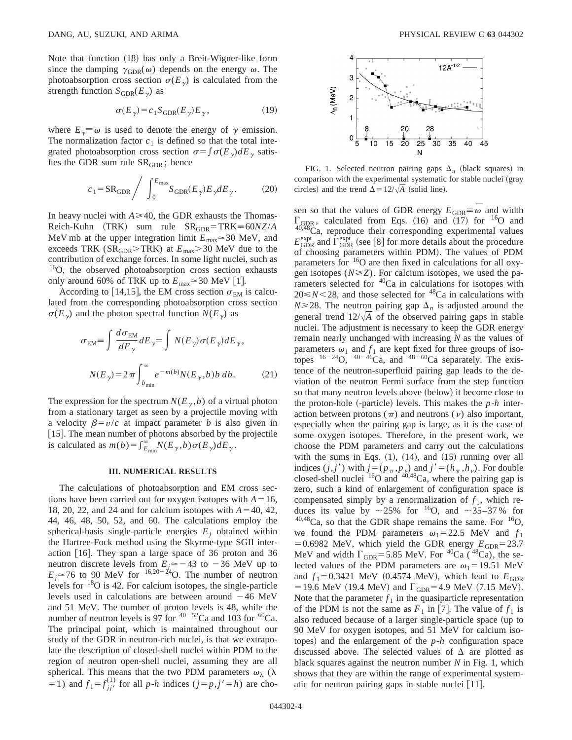Note that function (18) has only a Breit-Wigner-like form since the damping $\gamma_{\rm GDR}(\omega)$ depends on the energy $\omega$. The photoabsorption cross section $\sigma(E_\gamma)$ is calculated from the strength function $S_{\rm GDR}(E_\gamma)$ as

$$\sigma(E_\gamma)=c_1 S_{\rm GDR}(E_\gamma)E_\gamma, \tag{19}$$

where $E_\gamma\equiv\omega$ is used to denote the energy of $\gamma$ emission. The normalization factor $c_1$ is defined so that the total integrated photoabsorption cross section $\sigma=\int\sigma(E_\gamma)dE_\gamma$ satisfies the GDR sum rule $\mathrm{SR}_{\rm GDR}$; hence

$$c_1=\mathrm{SR}_{\rm GDR}\bigg/\int_0^{E_{\max}}S_{\rm GDR}(E_\gamma)E_\gamma dE_\gamma. \tag{20}$$

In heavy nuclei with $A\geqslant 40$, the GDR exhausts the Thomas-Reich-Kuhn (TRK) sum rule $\mathrm{SR}_{\rm GDR}=\mathrm{TRK}\equiv 60NZ/A$ MeV mb at the upper integration limit $E_{\max}\simeq 30$ MeV, and exceeds TRK ($\mathrm{SR}_{\rm GDR}>\mathrm{TRK}$) at $E_{\max}>30$ MeV due to the contribution of exchange forces. In some light nuclei, such as $^{16}$O, the observed photoabsorption cross section exhausts only around 60% of TRK up to $E_{\max}\simeq 30$ MeV [1].

According to [14,15], the EM cross section $\sigma_{\rm EM}$ is calculated from the corresponding photoabsorption cross section $\sigma(E_\gamma)$ and the photon spectral function $N(E_\gamma)$ as

$$\sigma_{\rm EM}\equiv\int\frac{d\sigma_{\rm EM}}{dE_\gamma}dE_\gamma=\int N(E_\gamma)\sigma(E_\gamma)dE_\gamma,$$

$$N(E_\gamma)=2\pi\int_{b_{\min}}^{\infty}e^{-m(b)}N(E_\gamma,b)b\,db. \tag{21}$$

The expression for the spectrum $N(E_\gamma,b)$ of a virtual photon from a stationary target as seen by a projectile moving with a velocity $\beta=v/c$ at impact parameter $b$ is also given in [15]. The mean number of photons absorbed by the projectile is calculated as $m(b)=\int_{E_{\min}}^{\infty}N(E_\gamma,b)\sigma(E_\gamma)dE_\gamma$.

## III. NUMERICAL RESULTS

The calculations of photoabsorption and EM cross sections have been carried out for oxygen isotopes with $A=16$, 18, 20, 22, and 24 and for calcium isotopes with $A=40$, 42, 44, 46, 48, 50, 52, and 60. The calculations employ the spherical-basis single-particle energies $E_j$ obtained within the Hartree-Fock method using the Skyrme-type SGII interaction [16]. They span a large space of 36 proton and 36 neutron discrete levels from $E_j\simeq -43$ to $-36$ MeV up to $E_j\simeq 76$ to 90 MeV for $^{16,20-24}$O. The number of neutron levels for $^{18}$O is 42. For calcium isotopes, the single-particle levels used in calculations are between around $-46$ MeV and 51 MeV. The number of proton levels is 48, while the number of neutron levels is 97 for $^{40-52}$Ca and 103 for $^{60}$Ca. The principal point, which is maintained throughout our study of the GDR in neutron-rich nuclei, is that we extrapolate the description of closed-shell nuclei within PDM to the region of neutron open-shell nuclei, assuming they are all spherical. This means that the two PDM parameters $\omega_\lambda$ ($\lambda=1$) and $f_1=f_{jj'}^{(1)}$ for all $p$-$h$ indices ($j=p,j'=h$) are chosen so that the values of GDR energy $E_{\rm GDR}\equiv\bar{\omega}$ and width $\Gamma_{\rm GDR}$, calculated from Eqs. (16) and (17) for $^{16}$O and $^{40,48}$Ca, reproduce their corresponding experimental values $E_{\rm GDR}^{\rm expt}$ and $\Gamma_{\rm GDR}^{\rm expt}$ (see [8] for more details about the procedure of choosing parameters within PDM). The values of PDM parameters for $^{16}$O are then fixed in calculations for all oxygen isotopes ($N\geqslant Z$). For calcium isotopes, we used the parameters selected for $^{40}$Ca in calculations for isotopes with $20\leqslant N<28$, and those selected for $^{48}$Ca in calculations with $N\geqslant 28$. The neutron pairing gap $\Delta_n$ is adjusted around the general trend $12/\sqrt{A}$ of the observed pairing gaps in stable nuclei. The adjustment is necessary to keep the GDR energy remain nearly unchanged with increasing $N$ as the values of parameters $\omega_1$ and $f_1$ are kept fixed for three groups of isotopes $^{16-24}$O, $^{40-46}$Ca, and $^{48-60}$Ca separately. The existence of the neutron-superfluid pairing gap leads to the deviation of the neutron Fermi surface from the step function so that many neutron levels above (below) it become close to the proton-hole (-particle) levels. This makes the $p$-$h$ interaction between protons ($\pi$) and neutrons ($\nu$) also important, especially when the pairing gap is large, as it is the case of some oxygen isotopes. Therefore, in the present work, we choose the PDM parameters and carry out the calculations with the sums in Eqs. (1), (14), and (15) running over all indices $(j,j')$ with $j=(p_\pi,p_\nu)$ and $j'=(h_\pi,h_\nu)$. For double closed-shell nuclei $^{16}$O and $^{40,48}$Ca, where the pairing gap is zero, such a kind of enlargement of configuration space is compensated simply by a renormalization of $f_1$, which reduces its value by $\sim$25% for $^{16}$O, and $\sim$35–37% for $^{40,48}$Ca, so that the GDR shape remains the same. For $^{16}$O, we found the PDM parameters $\omega_1=22.5$ MeV and $f_1=0.6982$ MeV, which yield the GDR energy $E_{\rm GDR}=23.7$ MeV and width $\Gamma_{\rm GDR}=5.85$ MeV. For $^{40}$Ca ($^{48}$Ca), the selected values of the PDM parameters are $\omega_1=19.51$ MeV and $f_1=0.3421$ MeV (0.4574 MeV), which lead to $E_{\rm GDR}=19.6$ MeV (19.4 MeV) and $\Gamma_{\rm GDR}=4.9$ MeV (7.15 MeV). Note that the parameter $f_1$ in the quasiparticle representation of the PDM is not the same as $F_1$ in [7]. The value of $f_1$ is also reduced because of a larger single-particle space (up to 90 MeV for oxygen isotopes, and 51 MeV for calcium isotopes) and the enlargement of the $p$-$h$ configuration space discussed above. The selected values of $\Delta$ are plotted as black squares against the neutron number $N$ in Fig. 1, which shows that they are within the range of experimental systematic for neutron pairing gaps in stable nuclei [11].

FIG. 1. Selected neutron pairing gaps $\Delta_n$ (black squares) in comparison with the experimental systematic for stable nuclei (gray circles) and the trend $\Delta=12/\sqrt{A}$ (solid line).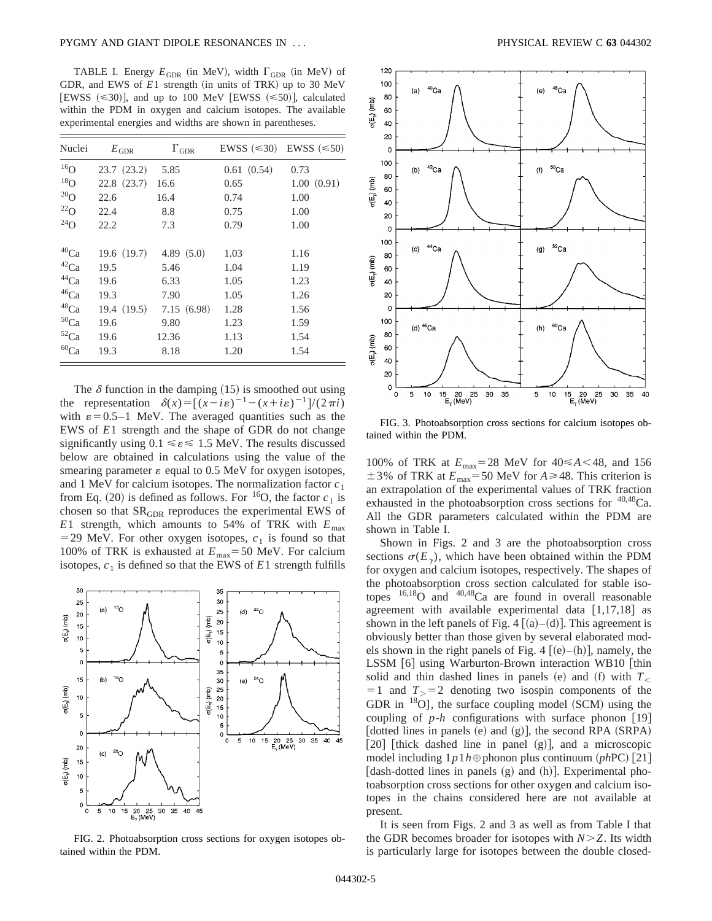TABLE I. Energy $E_{\rm GDR}$ (in MeV), width $\Gamma_{\rm GDR}$ (in MeV) of GDR, and EWS of $E1$ strength (in units of TRK) up to 30 MeV [EWSS ($\leqslant$30)], and up to 100 MeV [EWSS ($\leqslant$50)], calculated within the PDM in oxygen and calcium isotopes. The available experimental energies and widths are shown in parentheses.

| Nuclei | $E_{\rm GDR}$ | $\Gamma_{\rm GDR}$ | EWSS ($\leqslant$30) | EWSS ($\leqslant$50) |
|---|---|---|---|---|
| $^{16}$O | 23.7 (23.2) | 5.85 | 0.61 (0.54) | 0.73 |
| $^{18}$O | 22.8 (23.7) | 16.6 | 0.65 | 1.00 (0.91) |
| $^{20}$O | 22.6 | 16.4 | 0.74 | 1.00 |
| $^{22}$O | 22.4 | 8.8 | 0.75 | 1.00 |
| $^{24}$O | 22.2 | 7.3 | 0.79 | 1.00 |
| $^{40}$Ca | 19.6 (19.7) | 4.89 (5.0) | 1.03 | 1.16 |
| $^{42}$Ca | 19.5 | 5.46 | 1.04 | 1.19 |
| $^{44}$Ca | 19.6 | 6.33 | 1.05 | 1.23 |
| $^{46}$Ca | 19.3 | 7.90 | 1.05 | 1.26 |
| $^{48}$Ca | 19.4 (19.5) | 7.15 (6.98) | 1.28 | 1.56 |
| $^{50}$Ca | 19.6 | 9.80 | 1.23 | 1.59 |
| $^{52}$Ca | 19.6 | 12.36 | 1.13 | 1.54 |
| $^{60}$Ca | 19.3 | 8.18 | 1.20 | 1.54 |

The $\delta$ function in the damping (15) is smoothed out using the representation $\delta(x)=[(x-i\varepsilon)^{-1}-(x+i\varepsilon)^{-1}]/(2\pi i)$ with $\varepsilon=0.5$–1 MeV. The averaged quantities such as the EWS of $E1$ strength and the shape of GDR do not change significantly using $0.1\leqslant\varepsilon\leqslant 1.5$ MeV. The results discussed below are obtained in calculations using the value of the smearing parameter $\varepsilon$ equal to 0.5 MeV for oxygen isotopes, and 1 MeV for calcium isotopes. The normalization factor $c_1$ from Eq. (20) is defined as follows. For $^{16}$O, the factor $c_1$ is chosen so that $\mathrm{SR}_{\rm GDR}$ reproduces the experimental EWS of $E1$ strength, which amounts to 54% of TRK with $E_{\rm max}=29$ MeV. For other oxygen isotopes, $c_1$ is found so that 100% of TRK is exhausted at $E_{\rm max}=50$ MeV. For calcium isotopes, $c_1$ is defined so that the EWS of $E1$ strength fulfills 100% of TRK at $E_{\rm max}=28$ MeV for $40\leqslant A<48$, and 156 $\pm 3$% of TRK at $E_{\rm max}=50$ MeV for $A\geqslant 48$. This criterion is an extrapolation of the experimental values of TRK fraction exhausted in the photoabsorption cross sections for $^{40,48}$Ca. All the GDR parameters calculated within the PDM are shown in Table I.

FIG. 2. Photoabsorption cross sections for oxygen isotopes obtained within the PDM.

FIG. 3. Photoabsorption cross sections for calcium isotopes obtained within the PDM.

Shown in Figs. 2 and 3 are the photoabsorption cross sections $\sigma(E_\gamma)$, which have been obtained within the PDM for oxygen and calcium isotopes, respectively. The shapes of the photoabsorption cross section calculated for stable isotopes $^{16,18}$O and $^{40,48}$Ca are found in overall reasonable agreement with available experimental data [1,17,18] as shown in the left panels of Fig. 4 [(a)–(d)]. This agreement is obviously better than those given by several elaborated models shown in the right panels of Fig. 4 [(e)–(h)], namely, the LSSM [6] using Warburton-Brown interaction WB10 [thin solid and thin dashed lines in panels (e) and (f) with $T_<=1$ and $T_>=2$ denoting two isospin components of the GDR in $^{18}$O], the surface coupling model (SCM) using the coupling of $p$-$h$ configurations with surface phonon [19] [dotted lines in panels (e) and (g)], the second RPA (SRPA) [20] [thick dashed line in panel (g)], and a microscopic model including $1p1h\oplus$phonon plus continuum ($ph$PC) [21] [dash-dotted lines in panels (g) and (h)]. Experimental photoabsorption cross sections for other oxygen and calcium isotopes in the chains considered here are not available at present.

It is seen from Figs. 2 and 3 as well as from Table I that the GDR becomes broader for isotopes with $N>Z$. Its width is particularly large for isotopes between the double closed-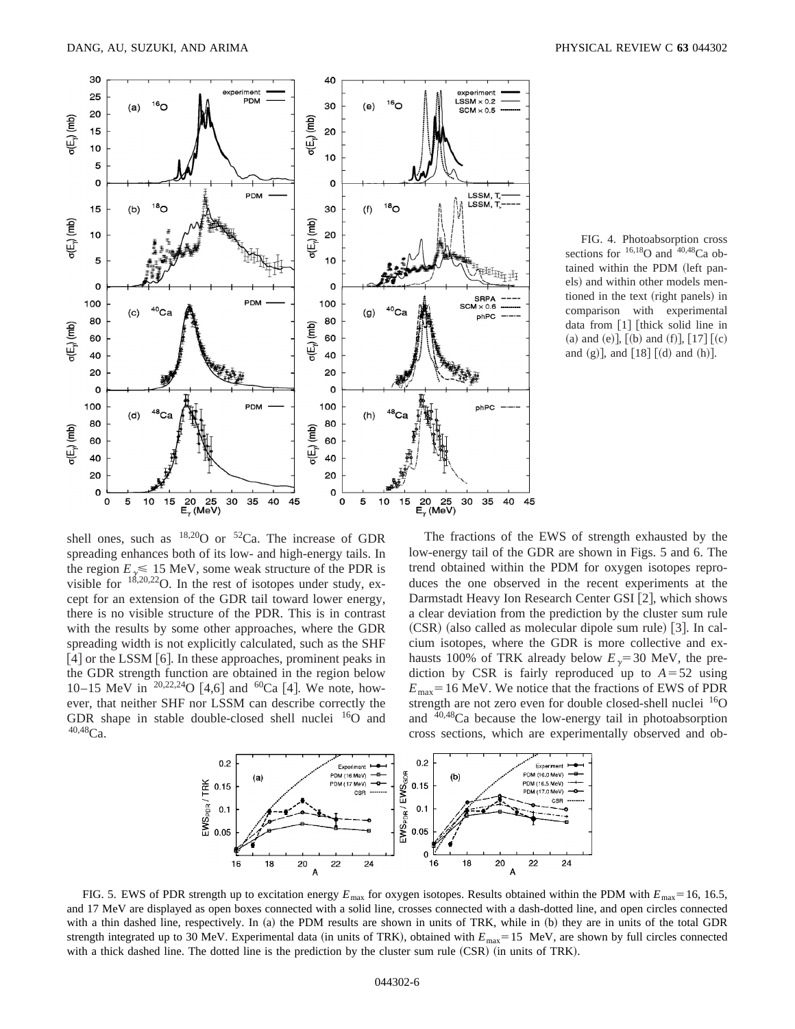FIG. 4. Photoabsorption cross sections for $^{16,18}$O and $^{40,48}$Ca obtained within the PDM (left panels) and within other models mentioned in the text (right panels) in comparison with experimental data from [1] [thick solid line in (a) and (e)], [(b) and (f)], [17] [(c) and (g)], and [18] [(d) and (h)].

shell ones, such as $^{18,20}$O or $^{52}$Ca. The increase of GDR spreading enhances both of its low- and high-energy tails. In the region $E_\gamma \leqslant 15$ MeV, some weak structure of the PDR is visible for $^{18,20,22}$O. In the rest of isotopes under study, except for an extension of the GDR tail toward lower energy, there is no visible structure of the PDR. This is in contrast with the results by some other approaches, where the GDR spreading width is not explicitly calculated, such as the SHF [4] or the LSSM [6]. In these approaches, prominent peaks in the GDR strength function are obtained in the region below 10–15 MeV in $^{20,22,24}$O [4,6] and $^{60}$Ca [4]. We note, however, that neither SHF nor LSSM can describe correctly the GDR shape in stable double-closed shell nuclei $^{16}$O and $^{40,48}$Ca.

The fractions of the EWS of strength exhausted by the low-energy tail of the GDR are shown in Figs. 5 and 6. The trend obtained within the PDM for oxygen isotopes reproduces the one observed in the recent experiments at the Darmstadt Heavy Ion Research Center GSI [2], which shows a clear deviation from the prediction by the cluster sum rule (CSR) (also called as molecular dipole sum rule) [3]. In calcium isotopes, where the GDR is more collective and exhausts 100% of TRK already below $E_\gamma = 30$ MeV, the prediction by CSR is fairly reproduced up to $A = 52$ using $E_{\rm max} = 16$ MeV. We notice that the fractions of EWS of PDR strength are not zero even for double closed-shell nuclei $^{16}$O and $^{40,48}$Ca because the low-energy tail in photoabsorption cross sections, which are experimentally observed and ob-

FIG. 5. EWS of PDR strength up to excitation energy $E_{\rm max}$ for oxygen isotopes. Results obtained within the PDM with $E_{\rm max} = 16$, 16.5, and 17 MeV are displayed as open boxes connected with a solid line, crosses connected with a dash-dotted line, and open circles connected with a thin dashed line, respectively. In (a) the PDM results are shown in units of TRK, while in (b) they are in units of the total GDR strength integrated up to 30 MeV. Experimental data (in units of TRK), obtained with $E_{\rm max} = 15$ MeV, are shown by full circles connected with a thick dashed line. The dotted line is the prediction by the cluster sum rule (CSR) (in units of TRK).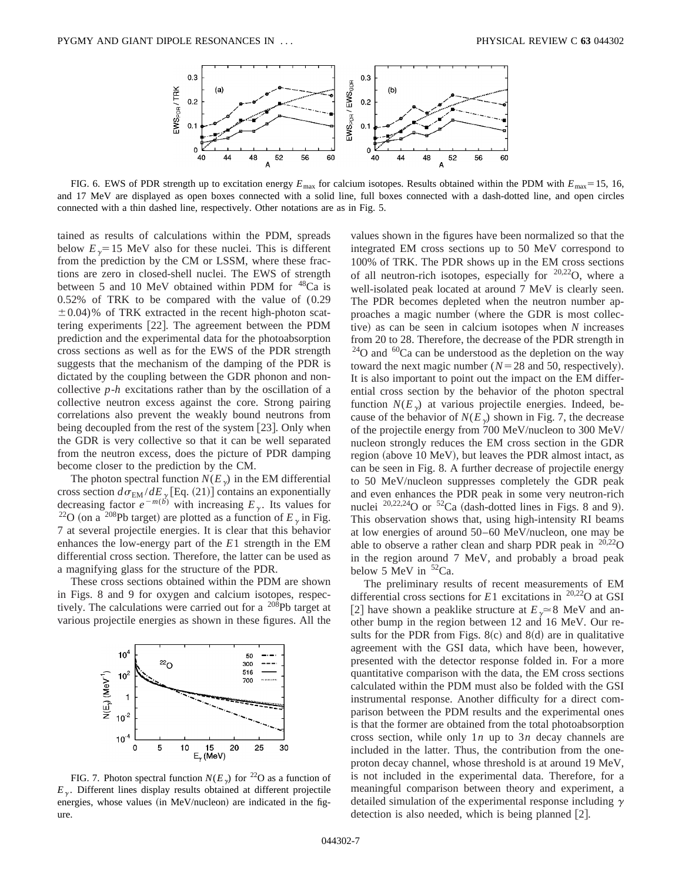FIG. 6. EWS of PDR strength up to excitation energy $E_{\max}$ for calcium isotopes. Results obtained within the PDM with $E_{\max}=15$, 16, and 17 MeV are displayed as open boxes connected with a solid line, full boxes connected with a dash-dotted line, and open circles connected with a thin dashed line, respectively. Other notations are as in Fig. 5.

tained as results of calculations within the PDM, spreads below $E_\gamma=15$ MeV also for these nuclei. This is different from the prediction by the CM or LSSM, where these fractions are zero in closed-shell nuclei. The EWS of strength between 5 and 10 MeV obtained within PDM for $^{48}$Ca is 0.52% of TRK to be compared with the value of $(0.29 \pm 0.04)$% of TRK extracted in the recent high-photon scattering experiments [22]. The agreement between the PDM prediction and the experimental data for the photoabsorption cross sections as well as for the EWS of the PDR strength suggests that the mechanism of the damping of the PDR is dictated by the coupling between the GDR phonon and noncollective *p-h* excitations rather than by the oscillation of a collective neutron excess against the core. Strong pairing correlations also prevent the weakly bound neutrons from being decoupled from the rest of the system [23]. Only when the GDR is very collective so that it can be well separated from the neutron excess, does the picture of PDR damping become closer to the prediction by the CM.

The photon spectral function $N(E_\gamma)$ in the EM differential cross section $d\sigma_{\rm EM}/dE_\gamma$ [Eq. (21)] contains an exponentially decreasing factor $e^{-m(b)}$ with increasing $E_\gamma$. Its values for $^{22}$O (on a $^{208}$Pb target) are plotted as a function of $E_\gamma$ in Fig. 7 at several projectile energies. It is clear that this behavior enhances the low-energy part of the $E1$ strength in the EM differential cross section. Therefore, the latter can be used as a magnifying glass for the structure of the PDR.

These cross sections obtained within the PDM are shown in Figs. 8 and 9 for oxygen and calcium isotopes, respectively. The calculations were carried out for a $^{208}$Pb target at various projectile energies as shown in these figures. All the values shown in the figures have been normalized so that the integrated EM cross sections up to 50 MeV correspond to 100% of TRK. The PDR shows up in the EM cross sections of all neutron-rich isotopes, especially for $^{20,22}$O, where a well-isolated peak located at around 7 MeV is clearly seen. The PDR becomes depleted when the neutron number approaches a magic number (where the GDR is most collective) as can be seen in calcium isotopes when $N$ increases from 20 to 28. Therefore, the decrease of the PDR strength in $^{24}$O and $^{60}$Ca can be understood as the depletion on the way toward the next magic number ($N=28$ and 50, respectively). It is also important to point out the impact on the EM differential cross section by the behavior of the photon spectral function $N(E_\gamma)$ at various projectile energies. Indeed, because of the behavior of $N(E_\gamma)$ shown in Fig. 7, the decrease of the projectile energy from 700 MeV/nucleon to 300 MeV/nucleon strongly reduces the EM cross section in the GDR region (above 10 MeV), but leaves the PDR almost intact, as can be seen in Fig. 8. A further decrease of projectile energy to 50 MeV/nucleon suppresses completely the GDR peak and even enhances the PDR peak in some very neutron-rich nuclei $^{20,22,24}$O or $^{52}$Ca (dash-dotted lines in Figs. 8 and 9). This observation shows that, using high-intensity RI beams at low energies of around 50–60 MeV/nucleon, one may be able to observe a rather clean and sharp PDR peak in $^{20,22}$O in the region around 7 MeV, and probably a broad peak below 5 MeV in $^{52}$Ca.

FIG. 7. Photon spectral function $N(E_\gamma)$ for $^{22}$O as a function of $E_\gamma$. Different lines display results obtained at different projectile energies, whose values (in MeV/nucleon) are indicated in the figure.

The preliminary results of recent measurements of EM differential cross sections for $E1$ excitations in $^{20,22}$O at GSI [2] have shown a peaklike structure at $E_\gamma \simeq 8$ MeV and another bump in the region between 12 and 16 MeV. Our results for the PDR from Figs. 8(c) and 8(d) are in qualitative agreement with the GSI data, which have been, however, presented with the detector response folded in. For a more quantitative comparison with the data, the EM cross sections calculated within the PDM must also be folded with the GSI instrumental response. Another difficulty for a direct comparison between the PDM results and the experimental ones is that the former are obtained from the total photoabsorption cross section, while only $1n$ up to $3n$ decay channels are included in the latter. Thus, the contribution from the one-proton decay channel, whose threshold is at around 19 MeV, is not included in the experimental data. Therefore, for a meaningful comparison between theory and experiment, a detailed simulation of the experimental response including $\gamma$ detection is also needed, which is being planned [2].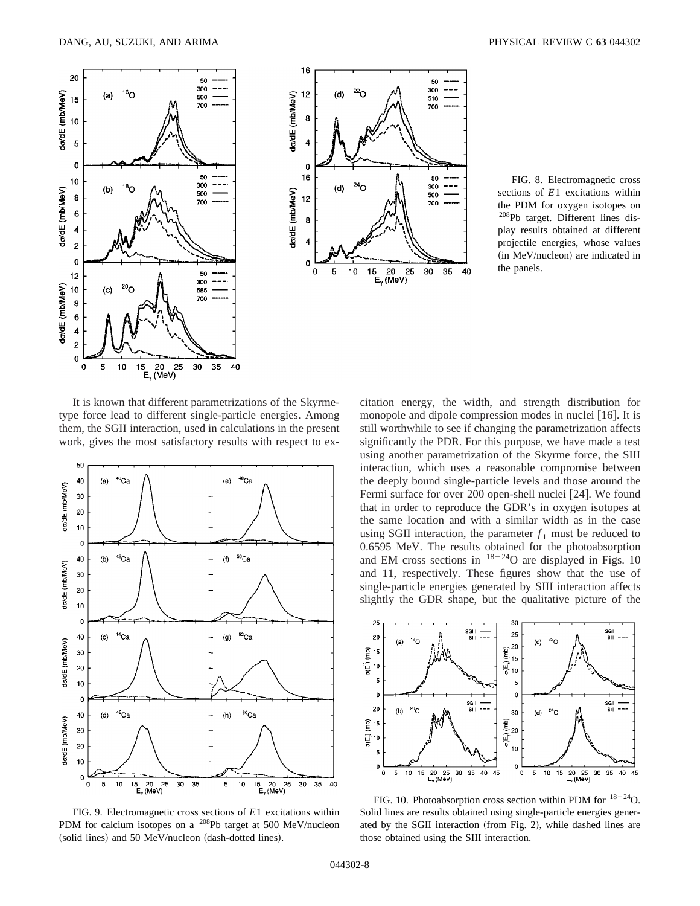FIG. 8. Electromagnetic cross sections of $E1$ excitations within the PDM for oxygen isotopes on $^{208}$Pb target. Different lines display results obtained at different projectile energies, whose values (in MeV/nucleon) are indicated in the panels.

It is known that different parametrizations of the Skyrme-type force lead to different single-particle energies. Among them, the SGII interaction, used in calculations in the present work, gives the most satisfactory results with respect to excitation energy, the width, and strength distribution for monopole and dipole compression modes in nuclei [16]. It is still worthwhile to see if changing the parametrization affects significantly the PDR. For this purpose, we have made a test using another parametrization of the Skyrme force, the SIII interaction, which uses a reasonable compromise between the deeply bound single-particle levels and those around the Fermi surface for over 200 open-shell nuclei [24]. We found that in order to reproduce the GDR's in oxygen isotopes at the same location and with a similar width as in the case using SGII interaction, the parameter $f_1$ must be reduced to 0.6595 MeV. The results obtained for the photoabsorption and EM cross sections in $^{18-24}$O are displayed in Figs. 10 and 11, respectively. These figures show that the use of single-particle energies generated by SIII interaction affects slightly the GDR shape, but the qualitative picture of the

FIG. 9. Electromagnetic cross sections of $E1$ excitations within PDM for calcium isotopes on a $^{208}$Pb target at 500 MeV/nucleon (solid lines) and 50 MeV/nucleon (dash-dotted lines).

FIG. 10. Photoabsorption cross section within PDM for $^{18-24}$O. Solid lines are results obtained using single-particle energies generated by the SGII interaction (from Fig. 2), while dashed lines are those obtained using the SIII interaction.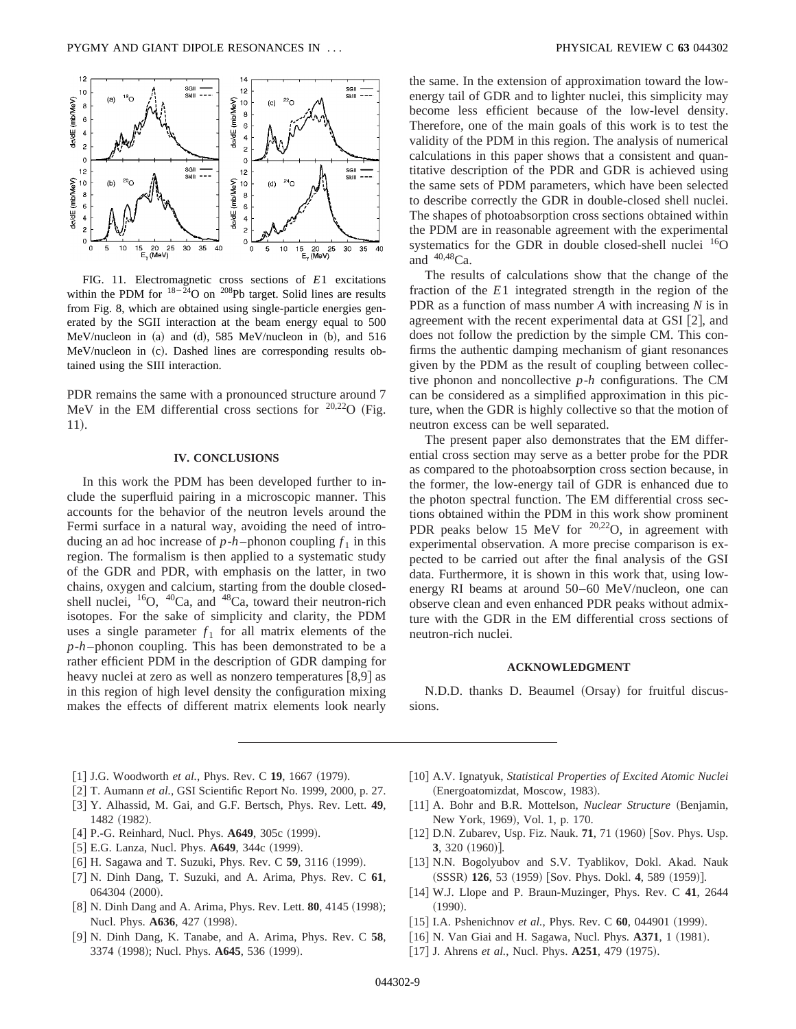FIG. 11. Electromagnetic cross sections of $E1$ excitations within the PDM for $^{18-24}$O on $^{208}$Pb target. Solid lines are results from Fig. 8, which are obtained using single-particle energies generated by the SGII interaction at the beam energy equal to 500 MeV/nucleon in (a) and (d), 585 MeV/nucleon in (b), and 516 MeV/nucleon in (c). Dashed lines are corresponding results obtained using the SIII interaction.

PDR remains the same with a pronounced structure around 7 MeV in the EM differential cross sections for $^{20,22}$O (Fig. 11).

## IV. CONCLUSIONS

In this work the PDM has been developed further to include the superfluid pairing in a microscopic manner. This accounts for the behavior of the neutron levels around the Fermi surface in a natural way, avoiding the need of introducing an ad hoc increase of $p$-$h$–phonon coupling $f_1$ in this region. The formalism is then applied to a systematic study of the GDR and PDR, with emphasis on the latter, in two chains, oxygen and calcium, starting from the double closed-shell nuclei, $^{16}$O, $^{40}$Ca, and $^{48}$Ca, toward their neutron-rich isotopes. For the sake of simplicity and clarity, the PDM uses a single parameter $f_1$ for all matrix elements of the $p$-$h$–phonon coupling. This has been demonstrated to be a rather efficient PDM in the description of GDR damping for heavy nuclei at zero as well as nonzero temperatures [8,9] as in this region of high level density the configuration mixing makes the effects of different matrix elements look nearly the same. In the extension of approximation toward the low-energy tail of GDR and to lighter nuclei, this simplicity may become less efficient because of the low-level density. Therefore, one of the main goals of this work is to test the validity of the PDM in this region. The analysis of numerical calculations in this paper shows that a consistent and quantitative description of the PDR and GDR is achieved using the same sets of PDM parameters, which have been selected to describe correctly the GDR in double-closed shell nuclei. The shapes of photoabsorption cross sections obtained within the PDM are in reasonable agreement with the experimental systematics for the GDR in double closed-shell nuclei $^{16}$O and $^{40,48}$Ca.

The results of calculations show that the change of the fraction of the $E1$ integrated strength in the region of the PDR as a function of mass number $A$ with increasing $N$ is in agreement with the recent experimental data at GSI [2], and does not follow the prediction by the simple CM. This confirms the authentic damping mechanism of giant resonances given by the PDM as the result of coupling between collective phonon and noncollective $p$-$h$ configurations. The CM can be considered as a simplified approximation in this picture, when the GDR is highly collective so that the motion of neutron excess can be well separated.

The present paper also demonstrates that the EM differential cross section may serve as a better probe for the PDR as compared to the photoabsorption cross section because, in the former, the low-energy tail of GDR is enhanced due to the photon spectral function. The EM differential cross sections obtained within the PDM in this work show prominent PDR peaks below 15 MeV for $^{20,22}$O, in agreement with experimental observation. A more precise comparison is expected to be carried out after the final analysis of the GSI data. Furthermore, it is shown in this work that, using low-energy RI beams at around 50–60 MeV/nucleon, one can observe clean and even enhanced PDR peaks without admixture with the GDR in the EM differential cross sections of neutron-rich nuclei.

## ACKNOWLEDGMENT

N.D.D. thanks D. Beaumel (Orsay) for fruitful discussions.

[1] J.G. Woodworth *et al.*, Phys. Rev. C **19**, 1667 (1979).
[2] T. Aumann *et al.*, GSI Scientific Report No. 1999, 2000, p. 27.
[3] Y. Alhassid, M. Gai, and G.F. Bertsch, Phys. Rev. Lett. **49**, 1482 (1982).
[4] P.-G. Reinhard, Nucl. Phys. **A649**, 305c (1999).
[5] E.G. Lanza, Nucl. Phys. **A649**, 344c (1999).
[6] H. Sagawa and T. Suzuki, Phys. Rev. C **59**, 3116 (1999).
[7] N. Dinh Dang, T. Suzuki, and A. Arima, Phys. Rev. C **61**, 064304 (2000).
[8] N. Dinh Dang and A. Arima, Phys. Rev. Lett. **80**, 4145 (1998); Nucl. Phys. **A636**, 427 (1998).
[9] N. Dinh Dang, K. Tanabe, and A. Arima, Phys. Rev. C **58**, 3374 (1998); Nucl. Phys. **A645**, 536 (1999).
[10] A.V. Ignatyuk, *Statistical Properties of Excited Atomic Nuclei* (Energoatomizdat, Moscow, 1983).
[11] A. Bohr and B.R. Mottelson, *Nuclear Structure* (Benjamin, New York, 1969), Vol. 1, p. 170.
[12] D.N. Zubarev, Usp. Fiz. Nauk. **71**, 71 (1960) [Sov. Phys. Usp. **3**, 320 (1960)].
[13] N.N. Bogolyubov and S.V. Tyablikov, Dokl. Akad. Nauk (SSSR) **126**, 53 (1959) [Sov. Phys. Dokl. **4**, 589 (1959)].
[14] W.J. Llope and P. Braun-Muzinger, Phys. Rev. C **41**, 2644 (1990).
[15] I.A. Pshenichnov *et al.*, Phys. Rev. C **60**, 044901 (1999).
[16] N. Van Giai and H. Sagawa, Nucl. Phys. **A371**, 1 (1981).
[17] J. Ahrens *et al.*, Nucl. Phys. **A251**, 479 (1975).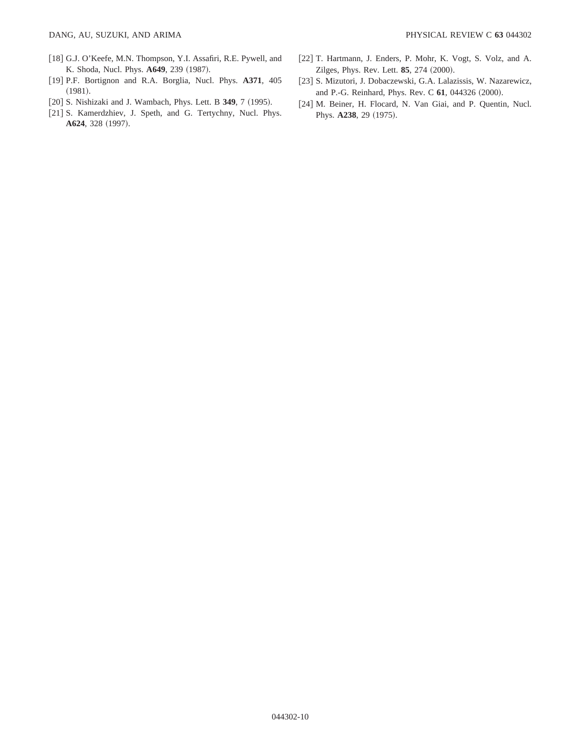[18] G.J. O'Keefe, M.N. Thompson, Y.I. Assafiri, R.E. Pywell, and K. Shoda, Nucl. Phys. **A649**, 239 (1987).

[19] P.F. Bortignon and R.A. Borglia, Nucl. Phys. **A371**, 405 (1981).

[20] S. Nishizaki and J. Wambach, Phys. Lett. B **349**, 7 (1995).

[21] S. Kamerdzhiev, J. Speth, and G. Tertychny, Nucl. Phys. **A624**, 328 (1997).

[22] T. Hartmann, J. Enders, P. Mohr, K. Vogt, S. Volz, and A. Zilges, Phys. Rev. Lett. **85**, 274 (2000).

[23] S. Mizutori, J. Dobaczewski, G.A. Lalazissis, W. Nazarewicz, and P.-G. Reinhard, Phys. Rev. C **61**, 044326 (2000).

[24] M. Beiner, H. Flocard, N. Van Giai, and P. Quentin, Nucl. Phys. **A238**, 29 (1975).